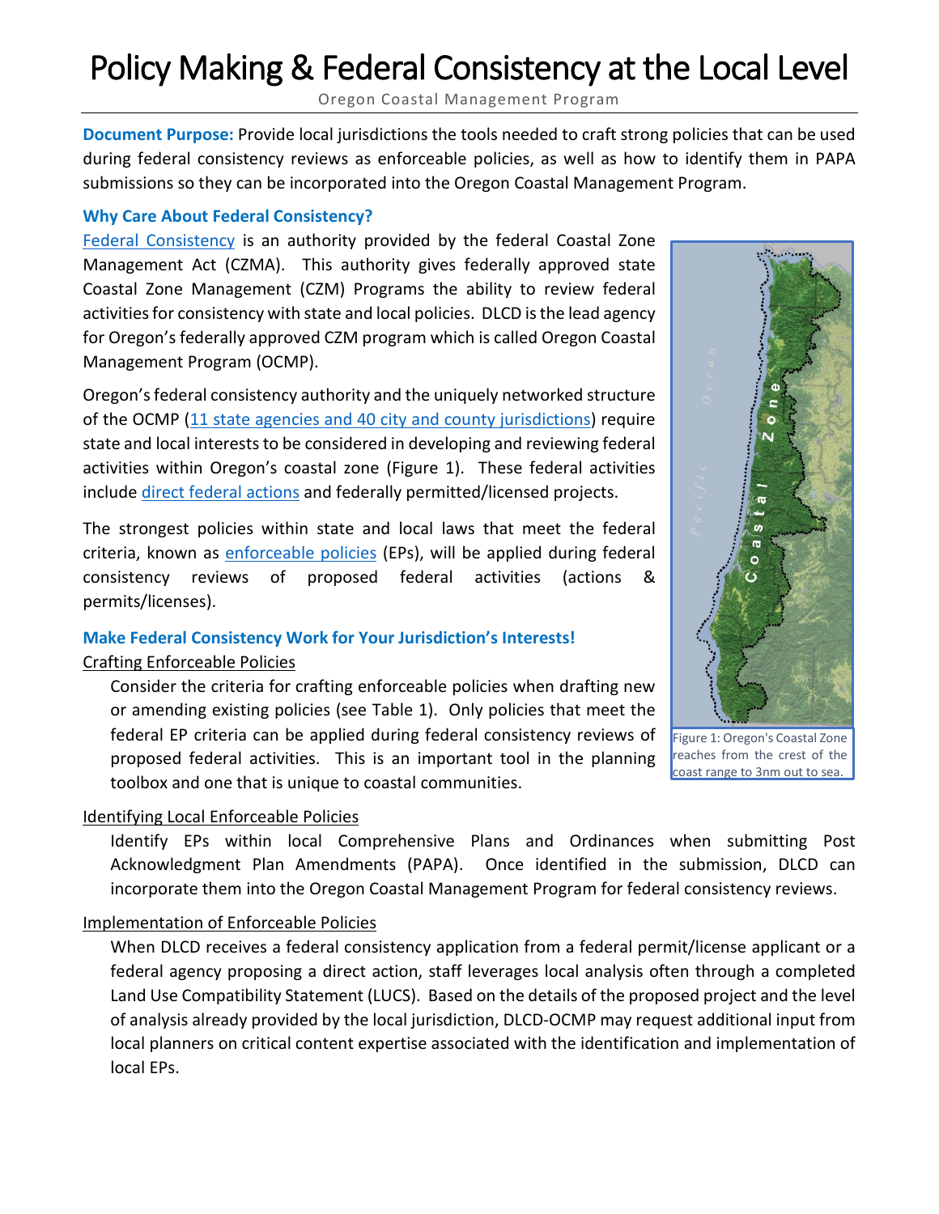# Policy Making & Federal Consistency at the Local Level

Oregon Coastal Management Program

**Document Purpose:** Provide local jurisdictions the tools needed to craft strong policies that can be used during federal consistency reviews as enforceable policies, as well as how to identify them in PAPA submissions so they can be incorporated into the Oregon Coastal Management Program.

## Why Care About Federal Consistency?

Federal Consistency is an authority provided by the federal Coastal Zone Management Act (CZMA). This authority gives federally approved state Coastal Zone Management (CZM) Programs the ability to review federal activities for consistency with state and local policies. DLCD is the lead agency for Oregon's federally approved CZM program which is called Oregon Coastal Management Program (OCMP).

Oregon's federal consistency authority and the uniquely networked structure of the OCMP (11 state agencies and 40 city and county jurisdictions) require state and local interests to be considered in developing and reviewing federal activities within Oregon's coastal zone (Figure 1). These federal activities include direct federal actions and federally permitted/licensed projects.

The strongest policies within state and local laws that meet the federal criteria, known as enforceable policies (EPs), will be applied during federal consistency reviews of proposed federal activities (actions & permits/licenses).

Figure 1: Oregon's Coastal Zone reaches from the crest of the coast range to 3nm out to sea.

## Make Federal Consistency Work for Your Jurisdiction's Interests!

### Crafting Enforceable Policies

Consider the criteria for crafting enforceable policies when drafting new or amending existing policies (see Table 1). Only policies that meet the federal EP criteria can be applied during federal consistency reviews of proposed federal activities. This is an important tool in the planning toolbox and one that is unique to coastal communities.

### Identifying Local Enforceable Policies

Identify EPs within local Comprehensive Plans and Ordinances when submitting Post Acknowledgment Plan Amendments (PAPA). Once identified in the submission, DLCD can incorporate them into the Oregon Coastal Management Program for federal consistency reviews.

### Implementation of Enforceable Policies

When DLCD receives a federal consistency application from a federal permit/license applicant or a federal agency proposing a direct action, staff leverages local analysis often through a completed Land Use Compatibility Statement (LUCS). Based on the details of the proposed project and the level of analysis already provided by the local jurisdiction, DLCD-OCMP may request additional input from local planners on critical content expertise associated with the identification and implementation of local EPs.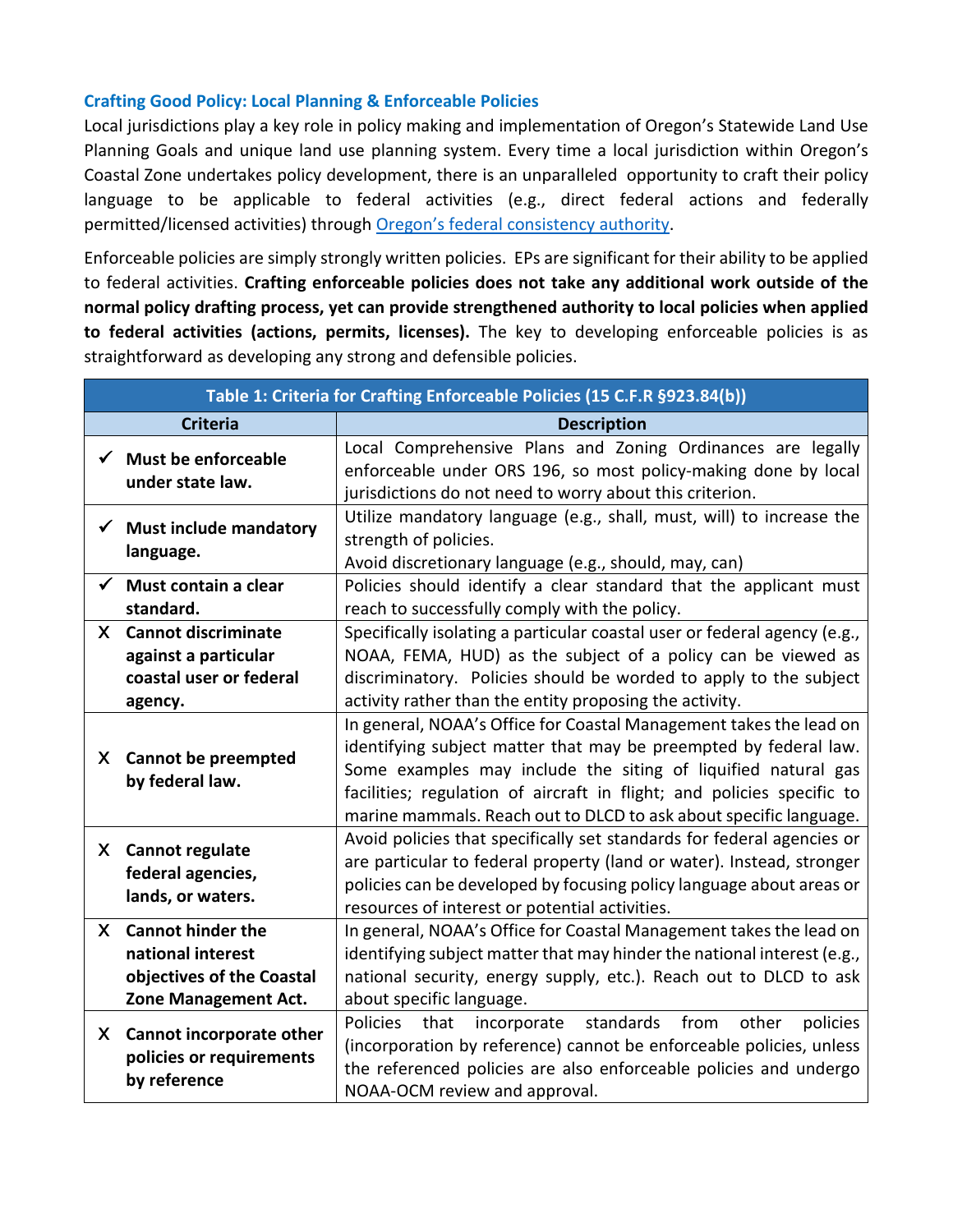### Crafting Good Policy: Local Planning & Enforceable Policies

Local jurisdictions play a key role in policy making and implementation of Oregon's Statewide Land Use Planning Goals and unique land use planning system. Every time a local jurisdiction within Oregon's Coastal Zone undertakes policy development, there is an unparalleled opportunity to craft their policy language to be applicable to federal activities (e.g., direct federal actions and federally permitted/licensed activities) through [Oregon's federal consistency authority](#).

Enforceable policies are simply strongly written policies. EPs are significant for their ability to be applied to federal activities. **Crafting enforceable policies does not take any additional work outside of the normal policy drafting process, yet can provide strengthened authority to local policies when applied to federal activities (actions, permits, licenses).** The key to developing enforceable policies is as straightforward as developing any strong and defensible policies.

| Table 1: Criteria for Crafting Enforceable Policies (15 C.F.R §923.84(b)) | |
|---|---|
| **Criteria** | **Description** |
| ✓ **Must be enforceable under state law.** | Local Comprehensive Plans and Zoning Ordinances are legally enforceable under ORS 196, so most policy-making done by local jurisdictions do not need to worry about this criterion. |
| ✓ **Must include mandatory language.** | Utilize mandatory language (e.g., shall, must, will) to increase the strength of policies.<br>Avoid discretionary language (e.g., should, may, can) |
| ✓ **Must contain a clear standard.** | Policies should identify a clear standard that the applicant must reach to successfully comply with the policy. |
| X **Cannot discriminate against a particular coastal user or federal agency.** | Specifically isolating a particular coastal user or federal agency (e.g., NOAA, FEMA, HUD) as the subject of a policy can be viewed as discriminatory. Policies should be worded to apply to the subject activity rather than the entity proposing the activity. |
| X **Cannot be preempted by federal law.** | In general, NOAA's Office for Coastal Management takes the lead on identifying subject matter that may be preempted by federal law. Some examples may include the siting of liquified natural gas facilities; regulation of aircraft in flight; and policies specific to marine mammals. Reach out to DLCD to ask about specific language. |
| X **Cannot regulate federal agencies, lands, or waters.** | Avoid policies that specifically set standards for federal agencies or are particular to federal property (land or water). Instead, stronger policies can be developed by focusing policy language about areas or resources of interest or potential activities. |
| X **Cannot hinder the national interest objectives of the Coastal Zone Management Act.** | In general, NOAA's Office for Coastal Management takes the lead on identifying subject matter that may hinder the national interest (e.g., national security, energy supply, etc.). Reach out to DLCD to ask about specific language. |
| X **Cannot incorporate other policies or requirements by reference** | Policies that incorporate standards from other policies (incorporation by reference) cannot be enforceable policies, unless the referenced policies are also enforceable policies and undergo NOAA-OCM review and approval. |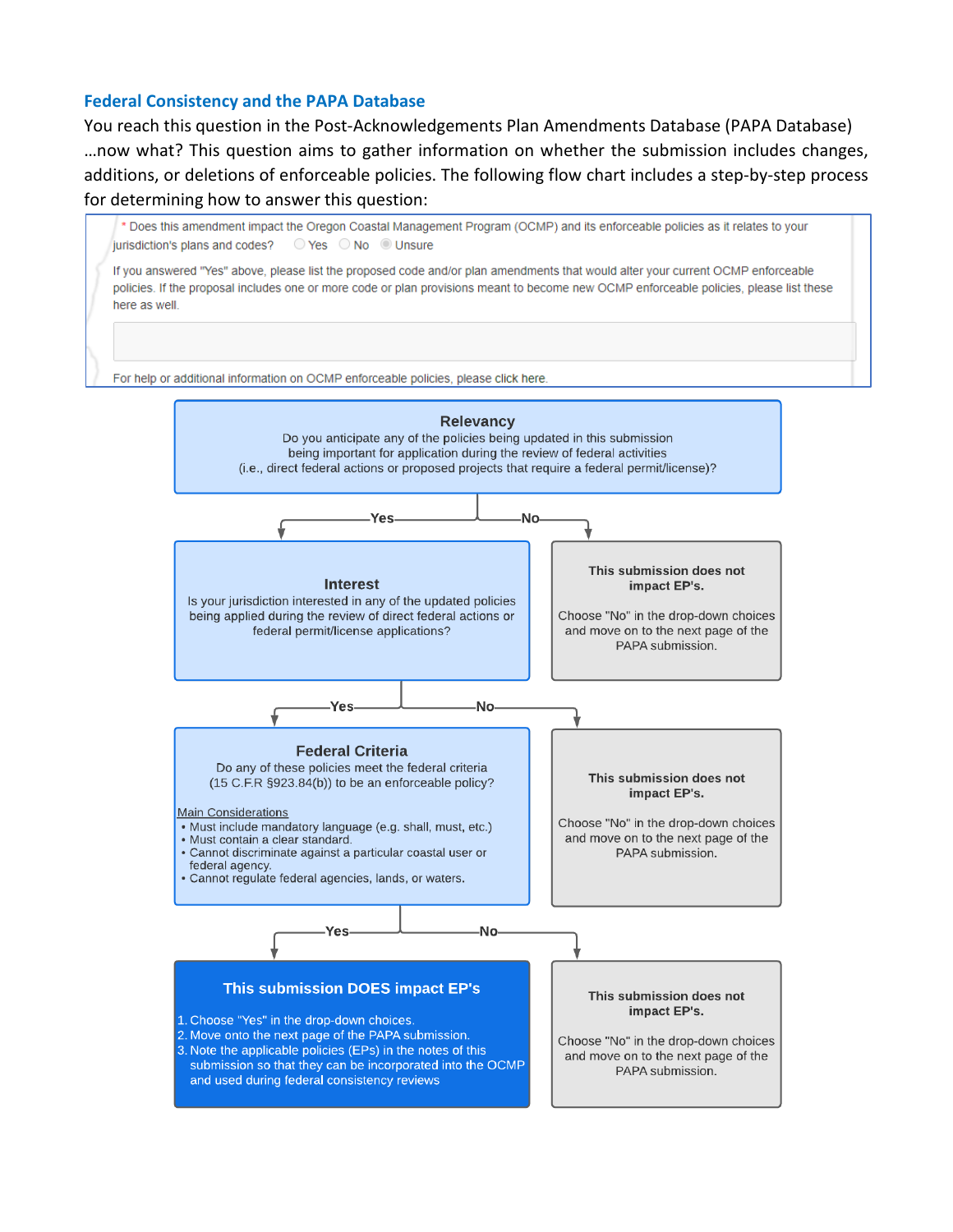### Federal Consistency and the PAPA Database

You reach this question in the Post-Acknowledgements Plan Amendments Database (PAPA Database) …now what? This question aims to gather information on whether the submission includes changes, additions, or deletions of enforceable policies. The following flow chart includes a step-by-step process for determining how to answer this question:

\* Does this amendment impact the Oregon Coastal Management Program (OCMP) and its enforceable policies as it relates to your jurisdiction's plans and codes? ○ Yes ○ No ○ Unsure

If you answered "Yes" above, please list the proposed code and/or plan amendments that would alter your current OCMP enforceable policies. If the proposal includes one or more code or plan provisions meant to become new OCMP enforceable policies, please list these here as well.

For help or additional information on OCMP enforceable policies, please click here.

**Relevancy**
Do you anticipate any of the policies being updated in this submission being important for application during the review of federal activities (i.e., direct federal actions or proposed projects that require a federal permit/license)?

Yes

No

**This submission does not impact EP's.**

Choose "No" in the drop-down choices and move on to the next page of the PAPA submission.

**Interest**
Is your jurisdiction interested in any of the updated policies being applied during the review of direct federal actions or federal permit/license applications?

Yes

No

**This submission does not impact EP's.**

Choose "No" in the drop-down choices and move on to the next page of the PAPA submission.

**Federal Criteria**
Do any of these policies meet the federal criteria (15 C.F.R §923.84(b)) to be an enforceable policy?

Main Considerations

- Must include mandatory language (e.g. shall, must, etc.)
- Must contain a clear standard.
- Cannot discriminate against a particular coastal user or federal agency.
- Cannot regulate federal agencies, lands, or waters.

Yes

No

**This submission DOES impact EP's**

1. Choose "Yes" in the drop-down choices.
2. Move onto the next page of the PAPA submission.
3. Note the applicable policies (EPs) in the notes of this submission so that they can be incorporated into the OCMP and used during federal consistency reviews

**This submission does not impact EP's.**

Choose "No" in the drop-down choices and move on to the next page of the PAPA submission.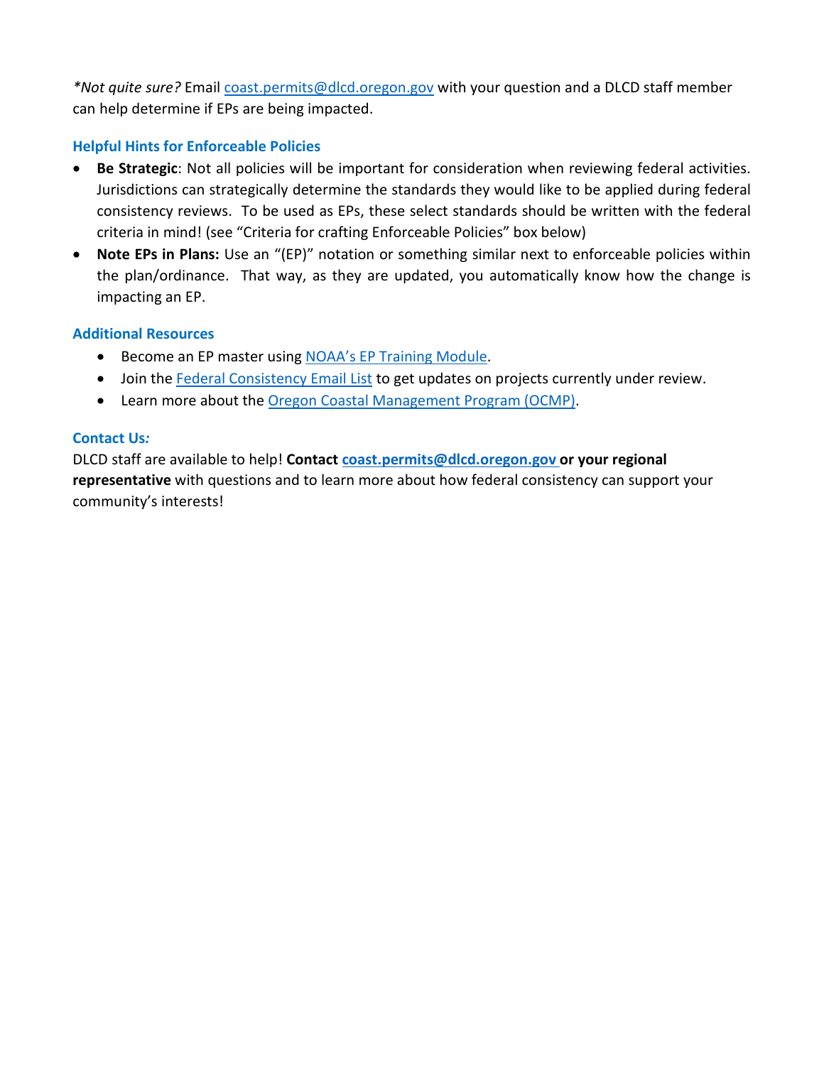*\*Not quite sure?* Email coast.permits@dlcd.oregon.gov with your question and a DLCD staff member can help determine if EPs are being impacted.

### Helpful Hints for Enforceable Policies

- **Be Strategic**: Not all policies will be important for consideration when reviewing federal activities. Jurisdictions can strategically determine the standards they would like to be applied during federal consistency reviews. To be used as EPs, these select standards should be written with the federal criteria in mind! (see "Criteria for crafting Enforceable Policies" box below)
- **Note EPs in Plans:** Use an "(EP)" notation or something similar next to enforceable policies within the plan/ordinance. That way, as they are updated, you automatically know how the change is impacting an EP.

### Additional Resources

- Become an EP master using NOAA's EP Training Module.
- Join the Federal Consistency Email List to get updates on projects currently under review.
- Learn more about the Oregon Coastal Management Program (OCMP).

### Contact Us*:*

DLCD staff are available to help! **Contact coast.permits@dlcd.oregon.gov or your regional representative** with questions and to learn more about how federal consistency can support your community's interests!